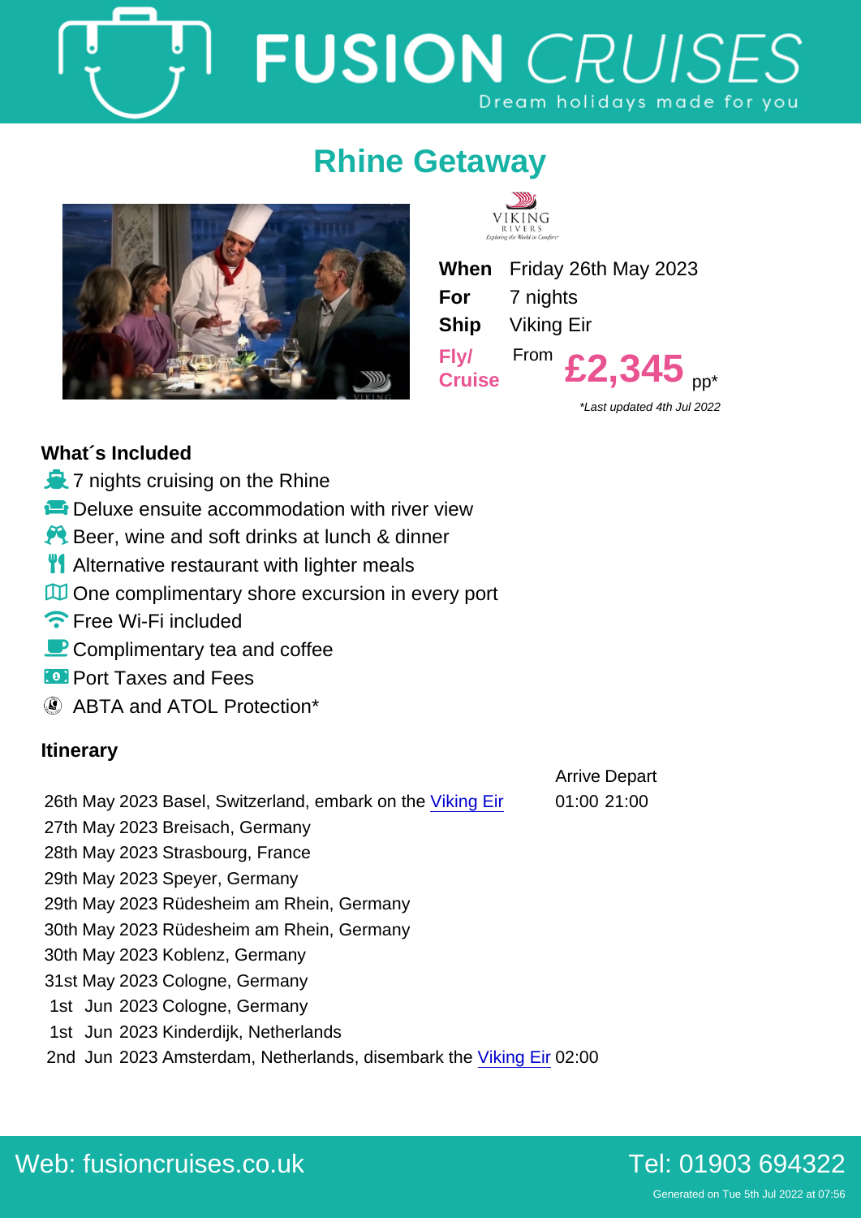# FUSION CRUISES

Dream holidays made for you

## Rhine Getaway

VIKING RIVERS
Exploring the World in Comfort

| | |
|---|---|
| **When** | Friday 26th May 2023 |
| **For** | 7 nights |
| **Ship** | Viking Eir |
| **Fly/ Cruise** | From **£2,345** pp* |

*Last updated 4th Jul 2022

### What´s Included

- 7 nights cruising on the Rhine
- Deluxe ensuite accommodation with river view
- Beer, wine and soft drinks at lunch & dinner
- Alternative restaurant with lighter meals
- One complimentary shore excursion in every port
- Free Wi-Fi included
- Complimentary tea and coffee
- Port Taxes and Fees
- ABTA and ATOL Protection*

### Itinerary

| | Arrive | Depart |
|---|---|---|
| 26th May 2023 Basel, Switzerland, embark on the Viking Eir | 01:00 | 21:00 |
| 27th May 2023 Breisach, Germany | | |
| 28th May 2023 Strasbourg, France | | |
| 29th May 2023 Speyer, Germany | | |
| 29th May 2023 Rüdesheim am Rhein, Germany | | |
| 30th May 2023 Rüdesheim am Rhein, Germany | | |
| 30th May 2023 Koblenz, Germany | | |
| 31st May 2023 Cologne, Germany | | |
| 1st Jun 2023 Cologne, Germany | | |
| 1st Jun 2023 Kinderdijk, Netherlands | | |
| 2nd Jun 2023 Amsterdam, Netherlands, disembark the Viking Eir | 02:00 | |

Web: fusioncruises.co.uk

Tel: 01903 694322

Generated on Tue 5th Jul 2022 at 07:56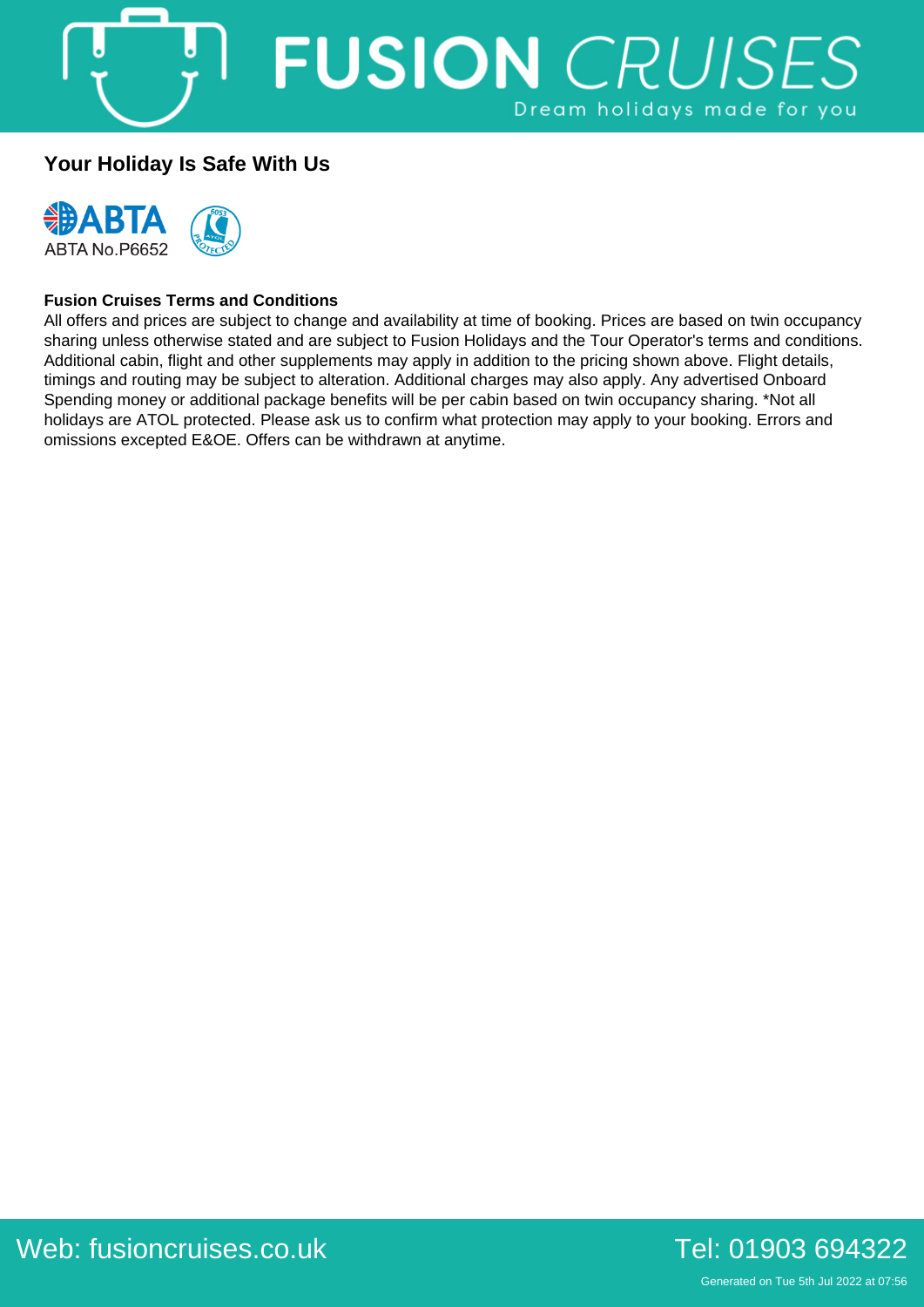## Your Holiday Is Safe With Us

ABTA No.P6652

**Fusion Cruises Terms and Conditions**

All offers and prices are subject to change and availability at time of booking. Prices are based on twin occupancy sharing unless otherwise stated and are subject to Fusion Holidays and the Tour Operator's terms and conditions. Additional cabin, flight and other supplements may apply in addition to the pricing shown above. Flight details, timings and routing may be subject to alteration. Additional charges may also apply. Any advertised Onboard Spending money or additional package benefits will be per cabin based on twin occupancy sharing. *Not all holidays are ATOL protected. Please ask us to confirm what protection may apply to your booking. Errors and omissions excepted E&OE. Offers can be withdrawn at anytime.

Web: fusioncruises.co.uk

Tel: 01903 694322

Generated on Tue 5th Jul 2022 at 07:56